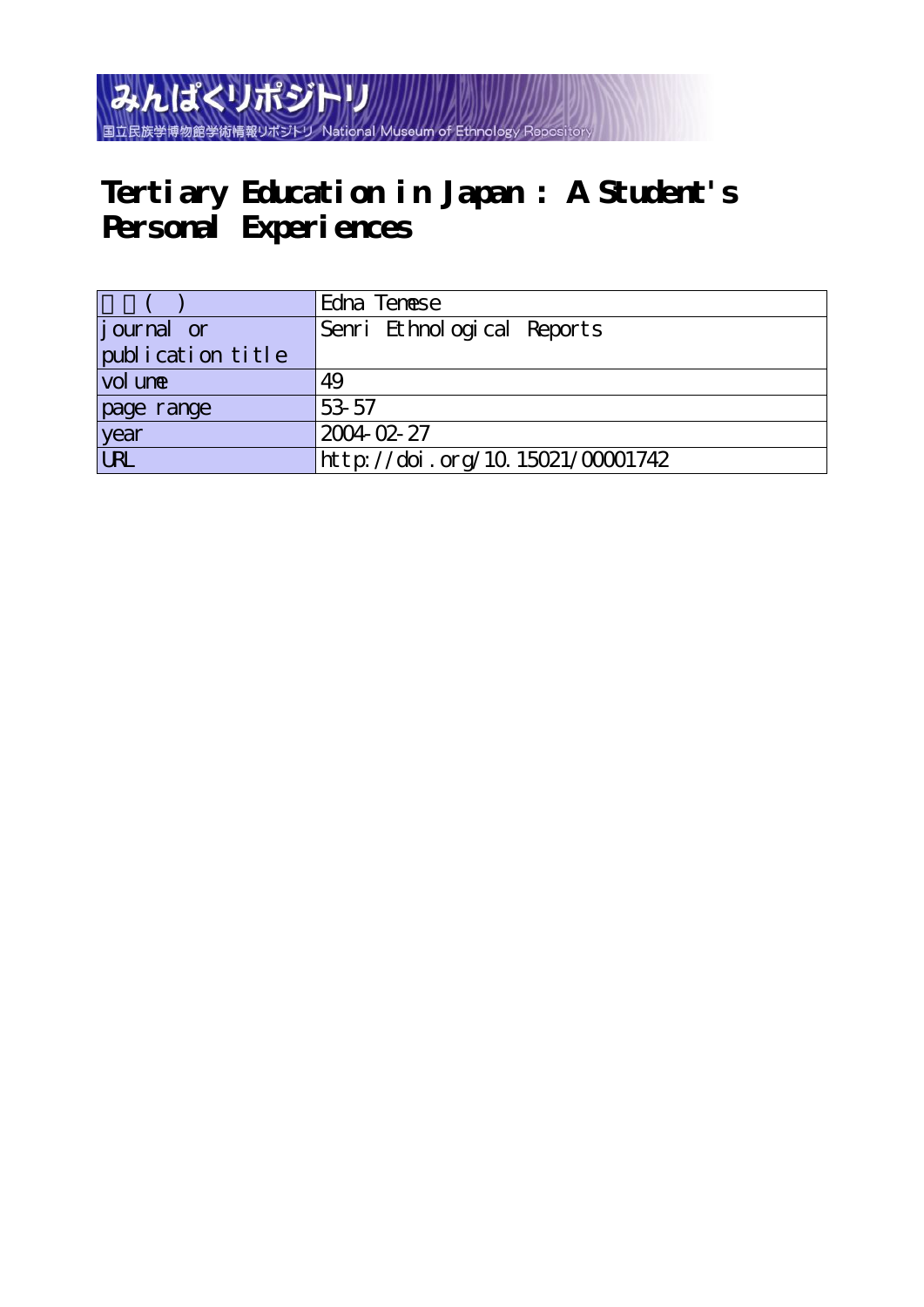みんぱくリポジトリ

国立民族学博物館学術情報リポジトリ National Museum of Ethnology Repository

# Tertiary Education in Japan : A Student's Personal Experiences

| 著者( ) | Edna Temese |
|---|---|
| journal or publication title | Senri Ethnological Reports |
| volume | 49 |
| page range | 53-57 |
| year | 2004-02-27 |
| URL | http://doi.org/10.15021/00001742 |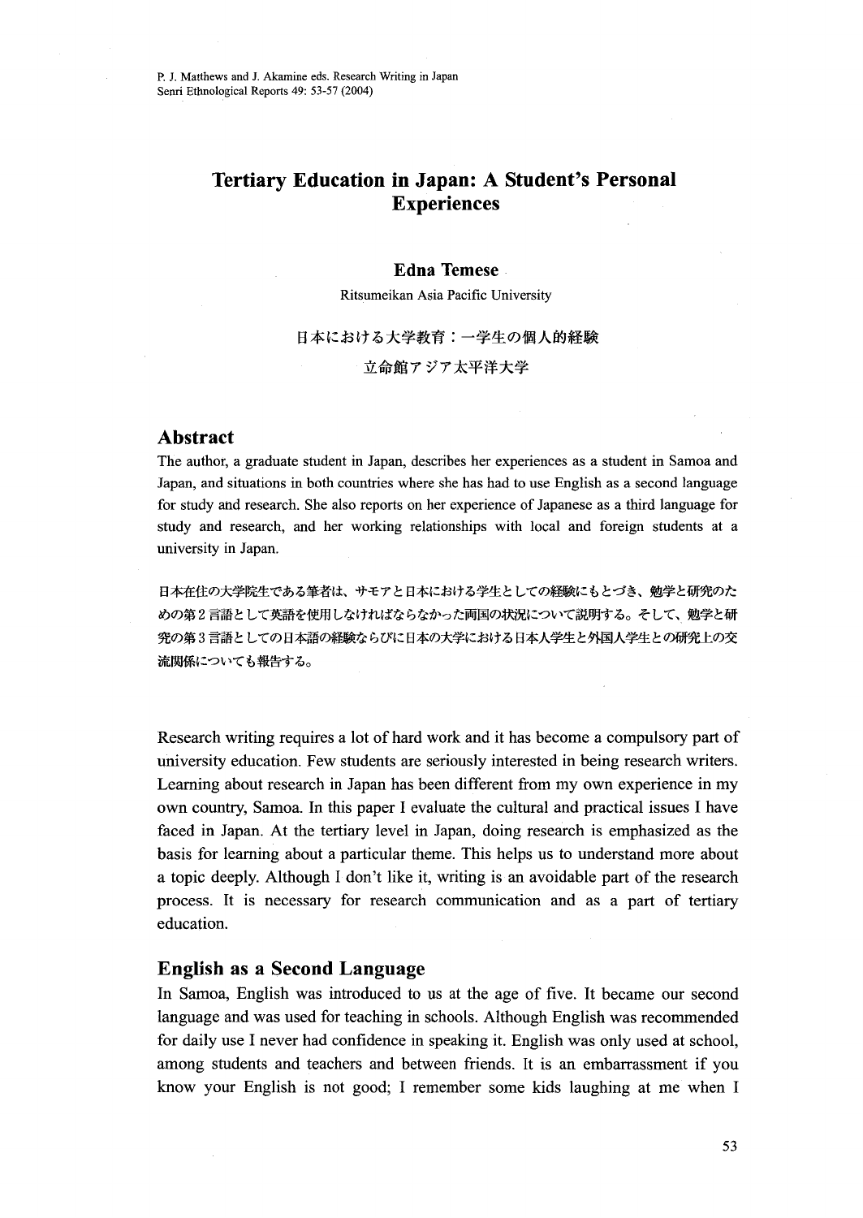# Tertiary Education in Japan: A Student's Personal Experiences

**Edna Temese**

Ritsumeikan Asia Pacific University

日本における大学教育：一学生の個人的経験

立命館アジア太平洋大学

## Abstract

The author, a graduate student in Japan, describes her experiences as a student in Samoa and Japan, and situations in both countries where she has had to use English as a second language for study and research. She also reports on her experience of Japanese as a third language for study and research, and her working relationships with local and foreign students at a university in Japan.

日本在住の大学院生である筆者は、サモアと日本における学生としての経験にもとづき、勉学と研究のための第2言語として英語を使用しなければならなかった両国の状況について説明する。そして、勉学と研究の第3言語としての日本語の経験ならびに日本の大学における日本人学生と外国人学生との研究上の交流関係についても報告する。

Research writing requires a lot of hard work and it has become a compulsory part of university education. Few students are seriously interested in being research writers. Learning about research in Japan has been different from my own experience in my own country, Samoa. In this paper I evaluate the cultural and practical issues I have faced in Japan. At the tertiary level in Japan, doing research is emphasized as the basis for learning about a particular theme. This helps us to understand more about a topic deeply. Although I don't like it, writing is an avoidable part of the research process. It is necessary for research communication and as a part of tertiary education.

## English as a Second Language

In Samoa, English was introduced to us at the age of five. It became our second language and was used for teaching in schools. Although English was recommended for daily use I never had confidence in speaking it. English was only used at school, among students and teachers and between friends. It is an embarrassment if you know your English is not good; I remember some kids laughing at me when I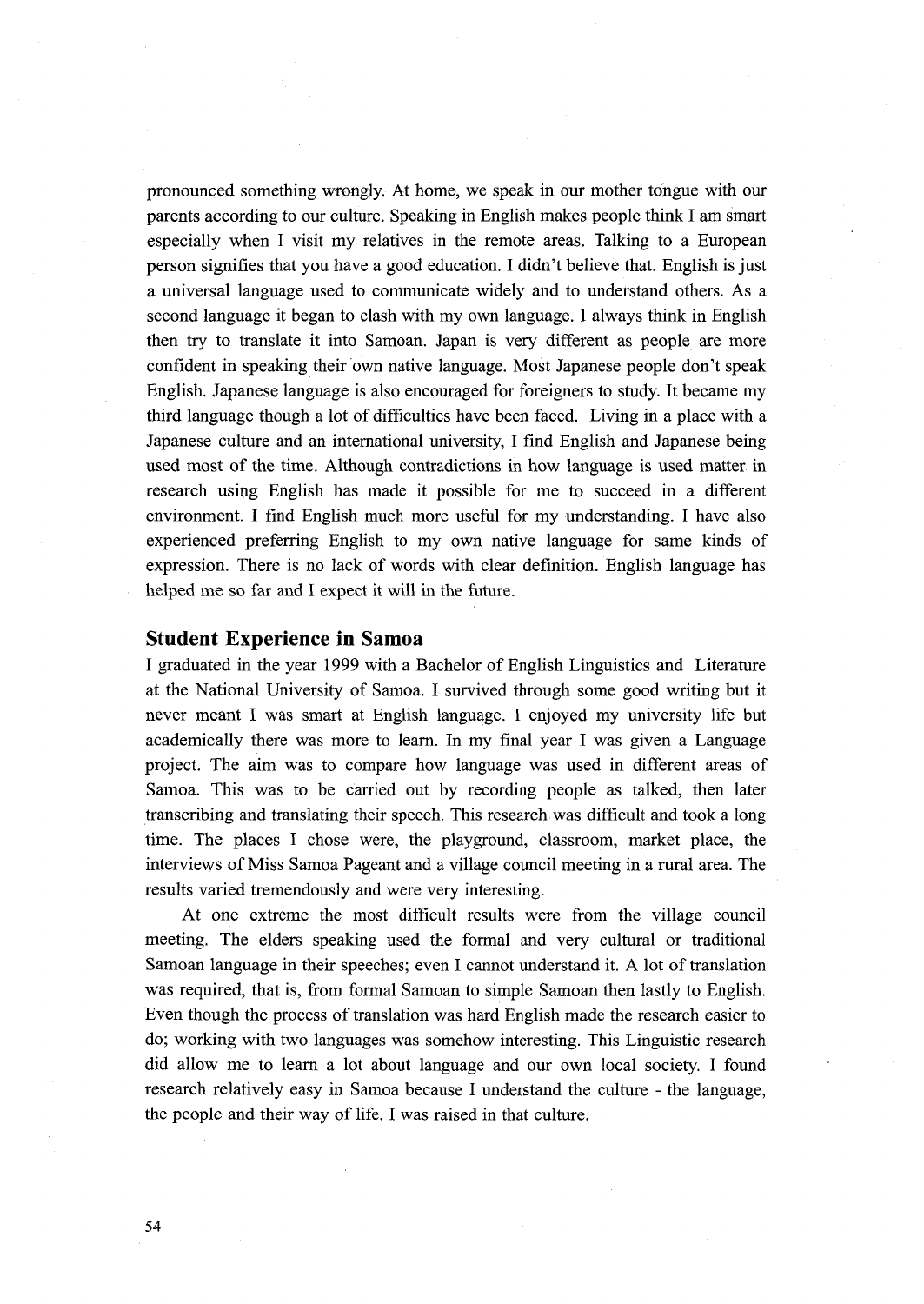pronounced something wrongly. At home, we speak in our mother tongue with our parents according to our culture. Speaking in English makes people think I am smart especially when I visit my relatives in the remote areas. Talking to a European person signifies that you have a good education. I didn't believe that. English is just a universal language used to communicate widely and to understand others. As a second language it began to clash with my own language. I always think in English then try to translate it into Samoan. Japan is very different as people are more confident in speaking their own native language. Most Japanese people don't speak English. Japanese language is also encouraged for foreigners to study. It became my third language though a lot of difficulties have been faced. Living in a place with a Japanese culture and an international university, I find English and Japanese being used most of the time. Although contradictions in how language is used matter in research using English has made it possible for me to succeed in a different environment. I find English much more useful for my understanding. I have also experienced preferring English to my own native language for same kinds of expression. There is no lack of words with clear definition. English language has helped me so far and I expect it will in the future.

## Student Experience in Samoa

I graduated in the year 1999 with a Bachelor of English Linguistics and Literature at the National University of Samoa. I survived through some good writing but it never meant I was smart at English language. I enjoyed my university life but academically there was more to learn. In my final year I was given a Language project. The aim was to compare how language was used in different areas of Samoa. This was to be carried out by recording people as talked, then later transcribing and translating their speech. This research was difficult and took a long time. The places I chose were, the playground, classroom, market place, the interviews of Miss Samoa Pageant and a village council meeting in a rural area. The results varied tremendously and were very interesting.

At one extreme the most difficult results were from the village council meeting. The elders speaking used the formal and very cultural or traditional Samoan language in their speeches; even I cannot understand it. A lot of translation was required, that is, from formal Samoan to simple Samoan then lastly to English. Even though the process of translation was hard English made the research easier to do; working with two languages was somehow interesting. This Linguistic research did allow me to learn a lot about language and our own local society. I found research relatively easy in Samoa because I understand the culture - the language, the people and their way of life. I was raised in that culture.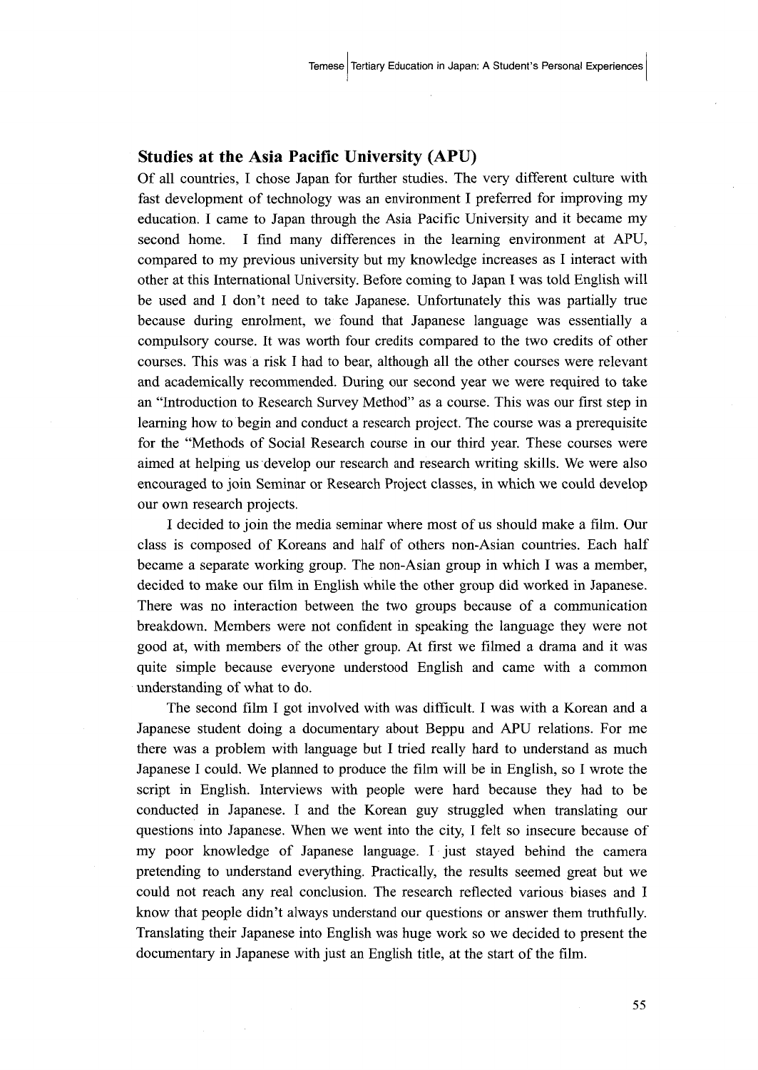## Studies at the Asia Pacific University (APU)

Of all countries, I chose Japan for further studies. The very different culture with fast development of technology was an environment I preferred for improving my education. I came to Japan through the Asia Pacific University and it became my second home. I find many differences in the learning environment at APU, compared to my previous university but my knowledge increases as I interact with other at this International University. Before coming to Japan I was told English will be used and I don't need to take Japanese. Unfortunately this was partially true because during enrolment, we found that Japanese language was essentially a compulsory course. It was worth four credits compared to the two credits of other courses. This was a risk I had to bear, although all the other courses were relevant and academically recommended. During our second year we were required to take an "Introduction to Research Survey Method" as a course. This was our first step in learning how to begin and conduct a research project. The course was a prerequisite for the "Methods of Social Research course in our third year. These courses were aimed at helping us develop our research and research writing skills. We were also encouraged to join Seminar or Research Project classes, in which we could develop our own research projects.

I decided to join the media seminar where most of us should make a film. Our class is composed of Koreans and half of others non-Asian countries. Each half became a separate working group. The non-Asian group in which I was a member, decided to make our film in English while the other group did worked in Japanese. There was no interaction between the two groups because of a communication breakdown. Members were not confident in speaking the language they were not good at, with members of the other group. At first we filmed a drama and it was quite simple because everyone understood English and came with a common understanding of what to do.

The second film I got involved with was difficult. I was with a Korean and a Japanese student doing a documentary about Beppu and APU relations. For me there was a problem with language but I tried really hard to understand as much Japanese I could. We planned to produce the film will be in English, so I wrote the script in English. Interviews with people were hard because they had to be conducted in Japanese. I and the Korean guy struggled when translating our questions into Japanese. When we went into the city, I felt so insecure because of my poor knowledge of Japanese language. I just stayed behind the camera pretending to understand everything. Practically, the results seemed great but we could not reach any real conclusion. The research reflected various biases and I know that people didn't always understand our questions or answer them truthfully. Translating their Japanese into English was huge work so we decided to present the documentary in Japanese with just an English title, at the start of the film.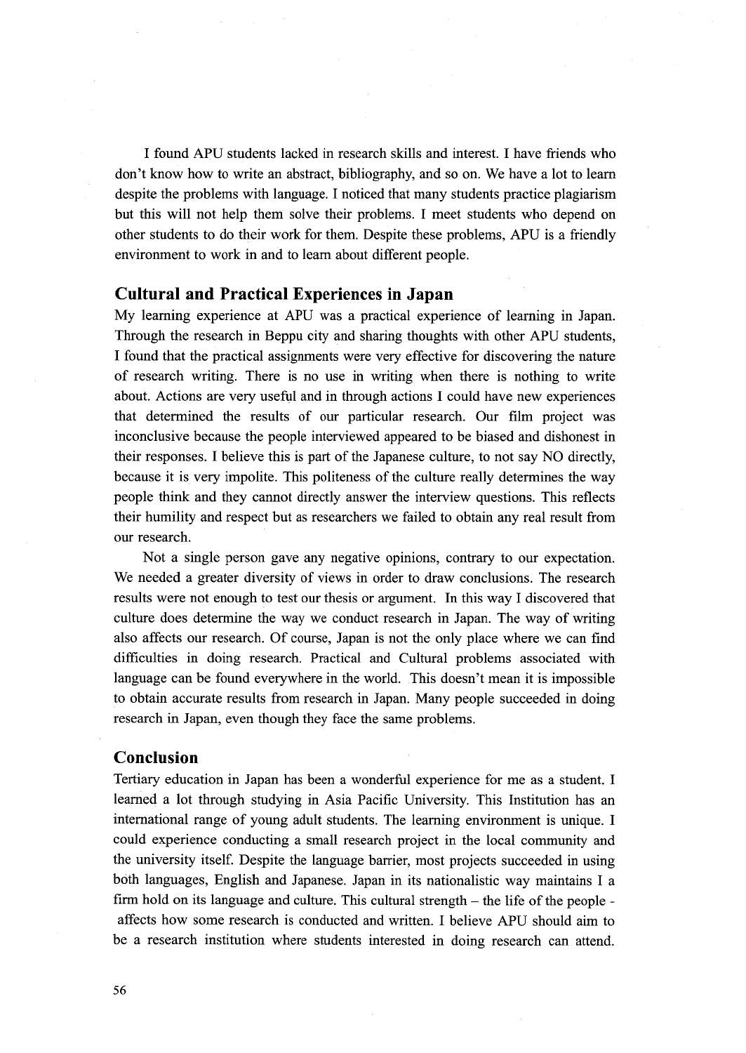I found APU students lacked in research skills and interest. I have friends who don't know how to write an abstract, bibliography, and so on. We have a lot to learn despite the problems with language. I noticed that many students practice plagiarism but this will not help them solve their problems. I meet students who depend on other students to do their work for them. Despite these problems, APU is a friendly environment to work in and to learn about different people.

## Cultural and Practical Experiences in Japan

My learning experience at APU was a practical experience of learning in Japan. Through the research in Beppu city and sharing thoughts with other APU students, I found that the practical assignments were very effective for discovering the nature of research writing. There is no use in writing when there is nothing to write about. Actions are very useful and in through actions I could have new experiences that determined the results of our particular research. Our film project was inconclusive because the people interviewed appeared to be biased and dishonest in their responses. I believe this is part of the Japanese culture, to not say NO directly, because it is very impolite. This politeness of the culture really determines the way people think and they cannot directly answer the interview questions. This reflects their humility and respect but as researchers we failed to obtain any real result from our research.

Not a single person gave any negative opinions, contrary to our expectation. We needed a greater diversity of views in order to draw conclusions. The research results were not enough to test our thesis or argument. In this way I discovered that culture does determine the way we conduct research in Japan. The way of writing also affects our research. Of course, Japan is not the only place where we can find difficulties in doing research. Practical and Cultural problems associated with language can be found everywhere in the world. This doesn't mean it is impossible to obtain accurate results from research in Japan. Many people succeeded in doing research in Japan, even though they face the same problems.

## Conclusion

Tertiary education in Japan has been a wonderful experience for me as a student. I learned a lot through studying in Asia Pacific University. This Institution has an international range of young adult students. The learning environment is unique. I could experience conducting a small research project in the local community and the university itself. Despite the language barrier, most projects succeeded in using both languages, English and Japanese. Japan in its nationalistic way maintains I a firm hold on its language and culture. This cultural strength – the life of the people - affects how some research is conducted and written. I believe APU should aim to be a research institution where students interested in doing research can attend.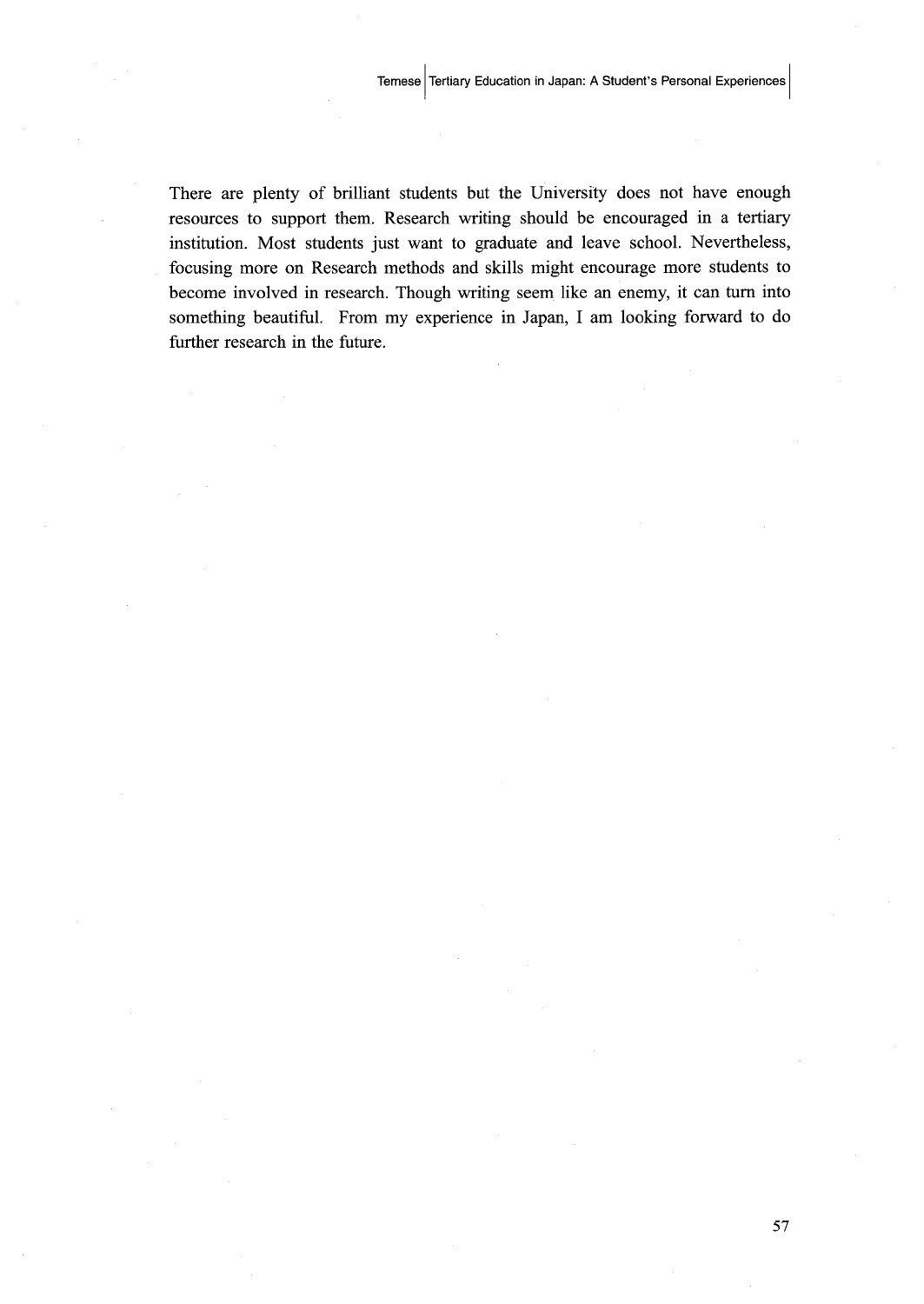There are plenty of brilliant students but the University does not have enough resources to support them. Research writing should be encouraged in a tertiary institution. Most students just want to graduate and leave school. Nevertheless, focusing more on Research methods and skills might encourage more students to become involved in research. Though writing seem like an enemy, it can turn into something beautiful. From my experience in Japan, I am looking forward to do further research in the future.